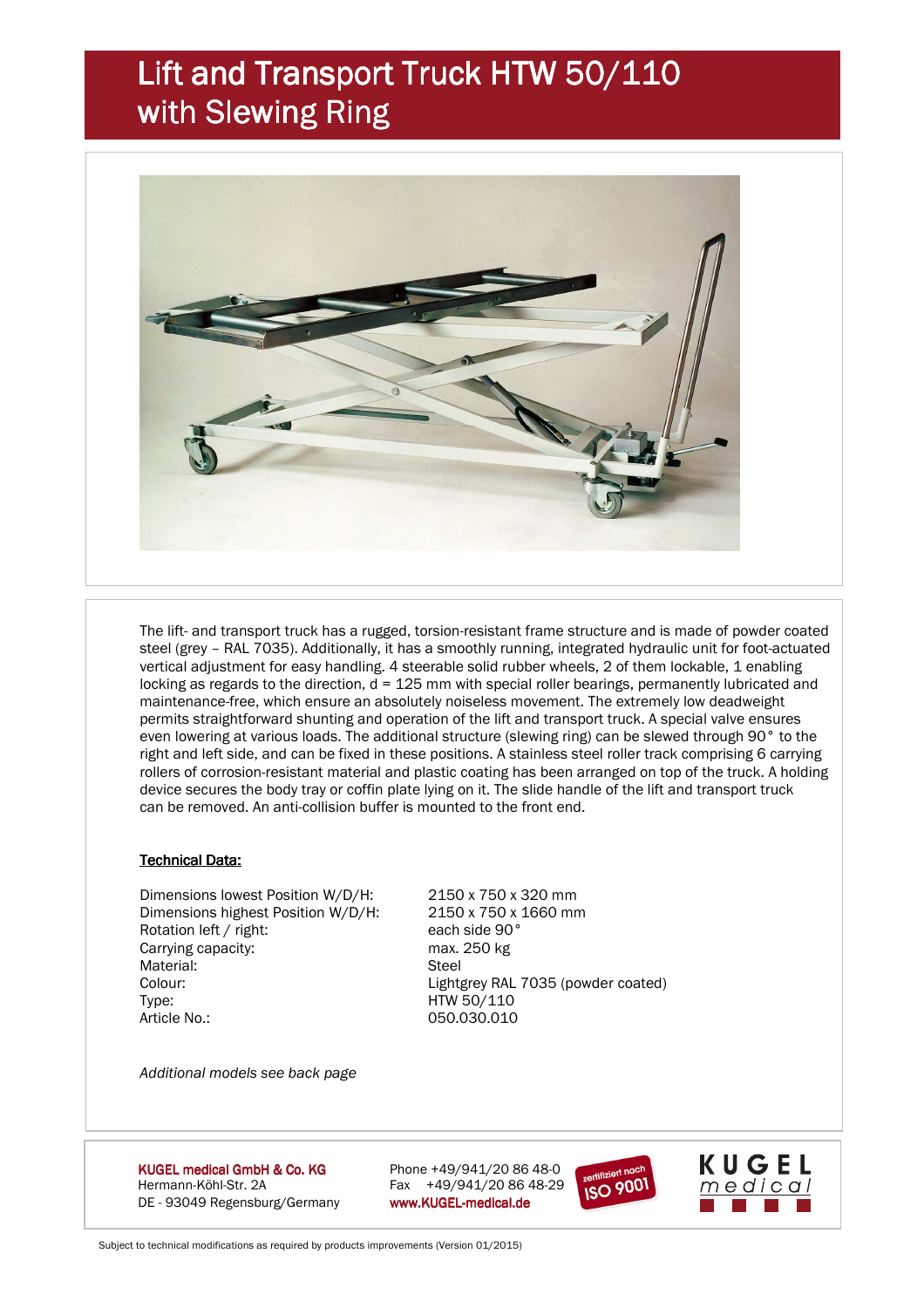# Lift and Transport Truck HTW 50/110 with Slewing Ring

The lift- and transport truck has a rugged, torsion-resistant frame structure and is made of powder coated steel (grey – RAL 7035). Additionally, it has a smoothly running, integrated hydraulic unit for foot-actuated vertical adjustment for easy handling. 4 steerable solid rubber wheels, 2 of them lockable, 1 enabling locking as regards to the direction, d = 125 mm with special roller bearings, permanently lubricated and maintenance-free, which ensure an absolutely noiseless movement. The extremely low deadweight permits straightforward shunting and operation of the lift and transport truck. A special valve ensures even lowering at various loads. The additional structure (slewing ring) can be slewed through 90° to the right and left side, and can be fixed in these positions. A stainless steel roller track comprising 6 carrying rollers of corrosion-resistant material and plastic coating has been arranged on top of the truck. A holding device secures the body tray or coffin plate lying on it. The slide handle of the lift and transport truck can be removed. An anti-collision buffer is mounted to the front end.

**Technical Data:**

| | |
|---|---|
| Dimensions lowest Position W/D/H: | 2150 x 750 x 320 mm |
| Dimensions highest Position W/D/H: | 2150 x 750 x 1660 mm |
| Rotation left / right: | each side 90° |
| Carrying capacity: | max. 250 kg |
| Material: | Steel |
| Colour: | Lightgrey RAL 7035 (powder coated) |
| Type: | HTW 50/110 |
| Article No.: | 050.030.010 |

*Additional models see back page*

**KUGEL medical GmbH & Co. KG**
Hermann-Köhl-Str. 2A
DE - 93049 Regensburg/Germany

Phone +49/941/20 86 48-0
Fax +49/941/20 86 48-29
www.KUGEL-medical.de

zertifiziert nach ISO 9001

KUGEL medical

Subject to technical modifications as required by products improvements (Version 01/2015)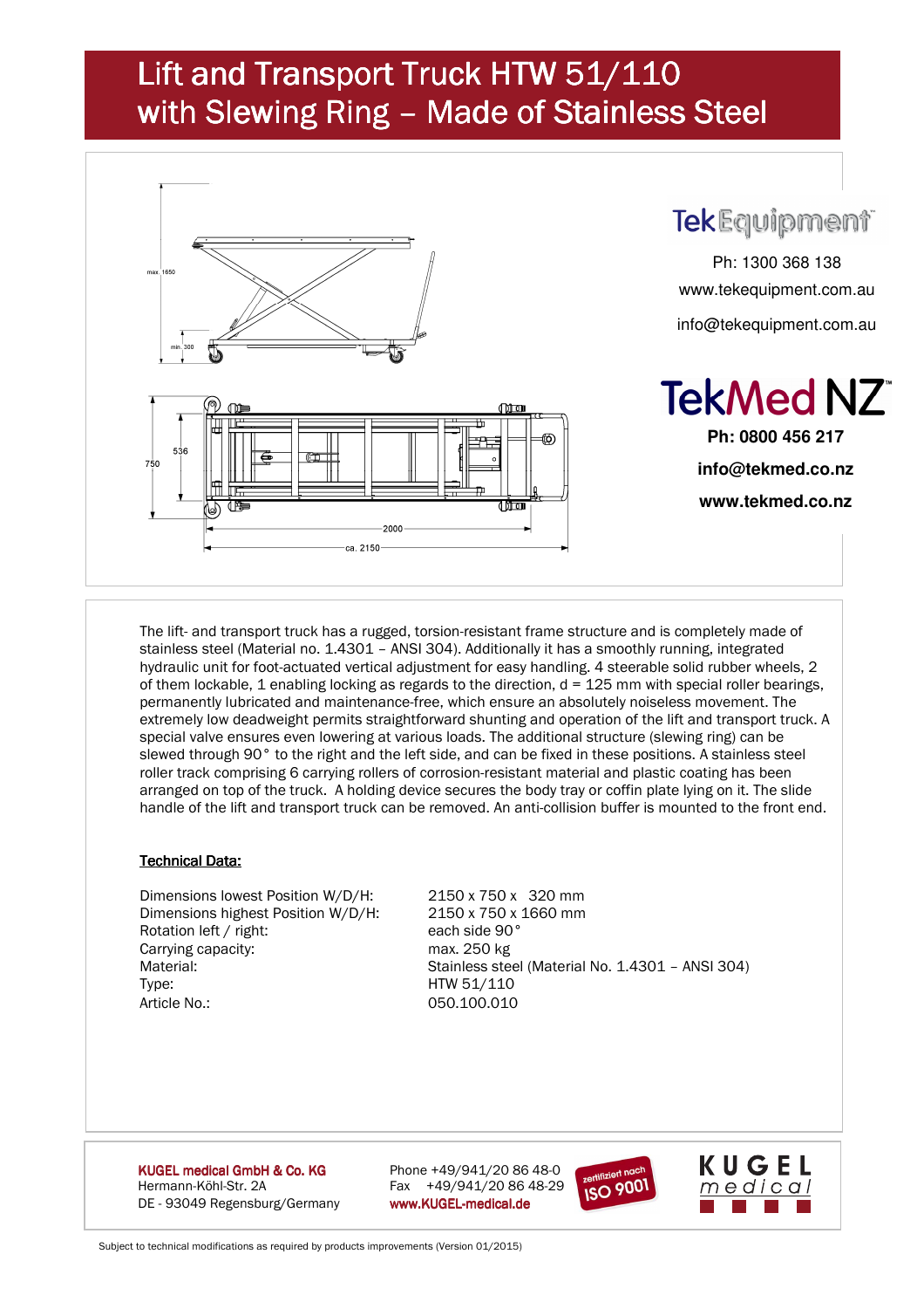# Lift and Transport Truck HTW 51/110 with Slewing Ring – Made of Stainless Steel

max. 1650

min. 300

536

750

2000

ca. 2150

TekEquipment

Ph: 1300 368 138

www.tekequipment.com.au

info@tekequipment.com.au

TekMed NZ

**Ph: 0800 456 217**

**info@tekmed.co.nz**

**www.tekmed.co.nz**

The lift- and transport truck has a rugged, torsion-resistant frame structure and is completely made of stainless steel (Material no. 1.4301 – ANSI 304). Additionally it has a smoothly running, integrated hydraulic unit for foot-actuated vertical adjustment for easy handling. 4 steerable solid rubber wheels, 2 of them lockable, 1 enabling locking as regards to the direction, d = 125 mm with special roller bearings, permanently lubricated and maintenance-free, which ensure an absolutely noiseless movement. The extremely low deadweight permits straightforward shunting and operation of the lift and transport truck. A special valve ensures even lowering at various loads. The additional structure (slewing ring) can be slewed through 90° to the right and the left side, and can be fixed in these positions. A stainless steel roller track comprising 6 carrying rollers of corrosion-resistant material and plastic coating has been arranged on top of the truck. A holding device secures the body tray or coffin plate lying on it. The slide handle of the lift and transport truck can be removed. An anti-collision buffer is mounted to the front end.

## Technical Data:

| | |
|---|---|
| Dimensions lowest Position W/D/H: | 2150 x 750 x 320 mm |
| Dimensions highest Position W/D/H: | 2150 x 750 x 1660 mm |
| Rotation left / right: | each side 90° |
| Carrying capacity: | max. 250 kg |
| Material: | Stainless steel (Material No. 1.4301 – ANSI 304) |
| Type: | HTW 51/110 |
| Article No.: | 050.100.010 |

**KUGEL medical GmbH & Co. KG**
Hermann-Köhl-Str. 2A
DE - 93049 Regensburg/Germany

Phone +49/941/20 86 48-0
Fax +49/941/20 86 48-29
**www.KUGEL-medical.de**

zertifiziert nach ISO 9001

KUGEL medical

Subject to technical modifications as required by products improvements (Version 01/2015)